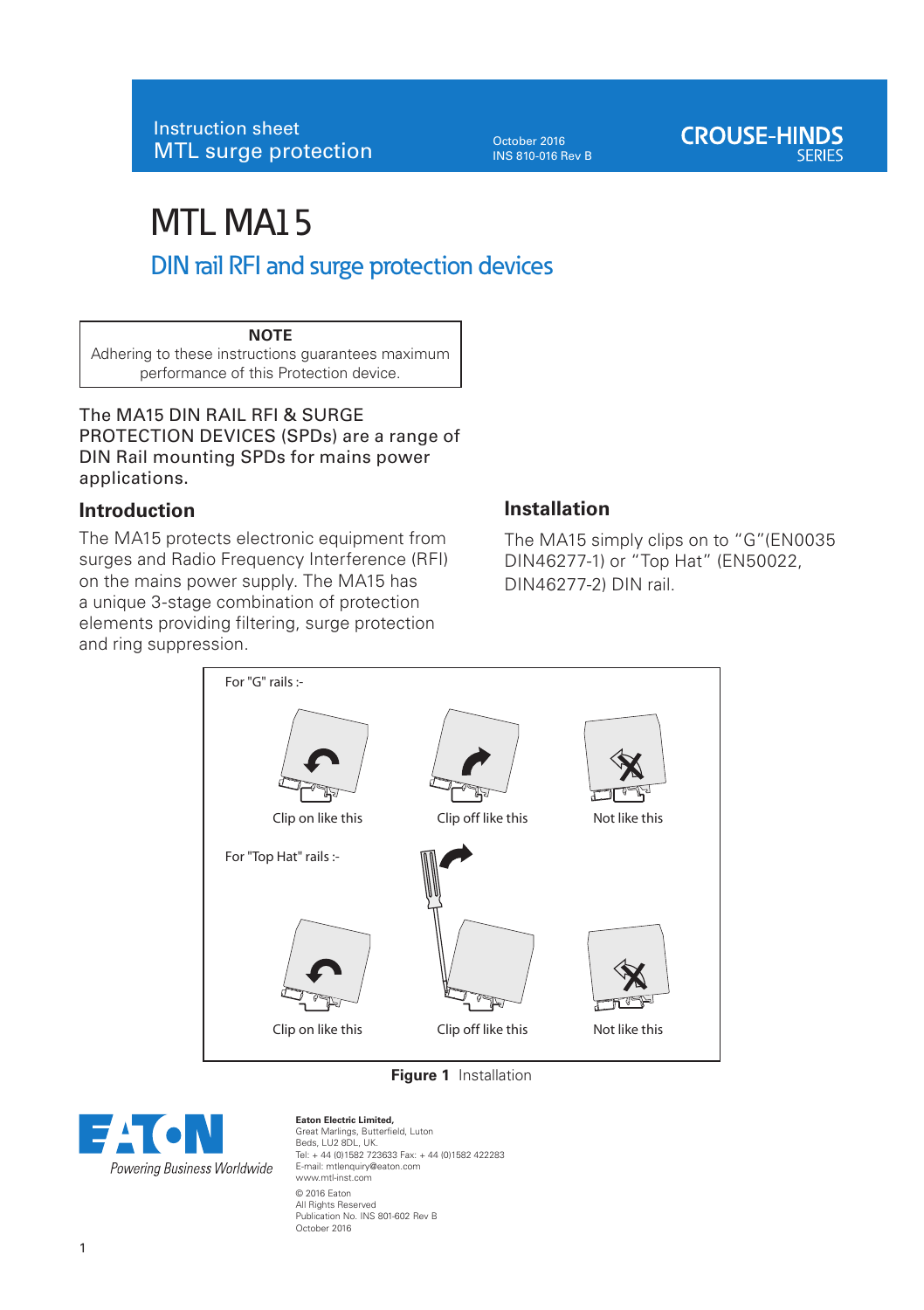Instruction sheet
MTL surge protection

October 2016
INS 810-016 Rev B

CROUSE-HINDS SERIES

# MTL MA15

## DIN rail RFI and surge protection devices

**NOTE**
Adhering to these instructions guarantees maximum performance of this Protection device.

The MA15 DIN RAIL RFI & SURGE PROTECTION DEVICES (SPDs) are a range of DIN Rail mounting SPDs for mains power applications.

### Introduction

The MA15 protects electronic equipment from surges and Radio Frequency Interference (RFI) on the mains power supply. The MA15 has a unique 3-stage combination of protection elements providing filtering, surge protection and ring suppression.

### Installation

The MA15 simply clips on to "G"(EN0035 DIN46277-1) or "Top Hat" (EN50022, DIN46277-2) DIN rail.

For "G" rails :-

Clip on like this

Clip off like this

Not like this

For "Top Hat" rails :-

Clip on like this

Clip off like this

Not like this

**Figure 1** Installation

Powering Business Worldwide

**Eaton Electric Limited,**
Great Marlings, Butterfield, Luton
Beds, LU2 8DL, UK.
Tel: + 44 (0)1582 723633 Fax: + 44 (0)1582 422283
E-mail: mtlenquiry@eaton.com
www.mtl-inst.com

© 2016 Eaton
All Rights Reserved
Publication No. INS 801-602 Rev B
October 2016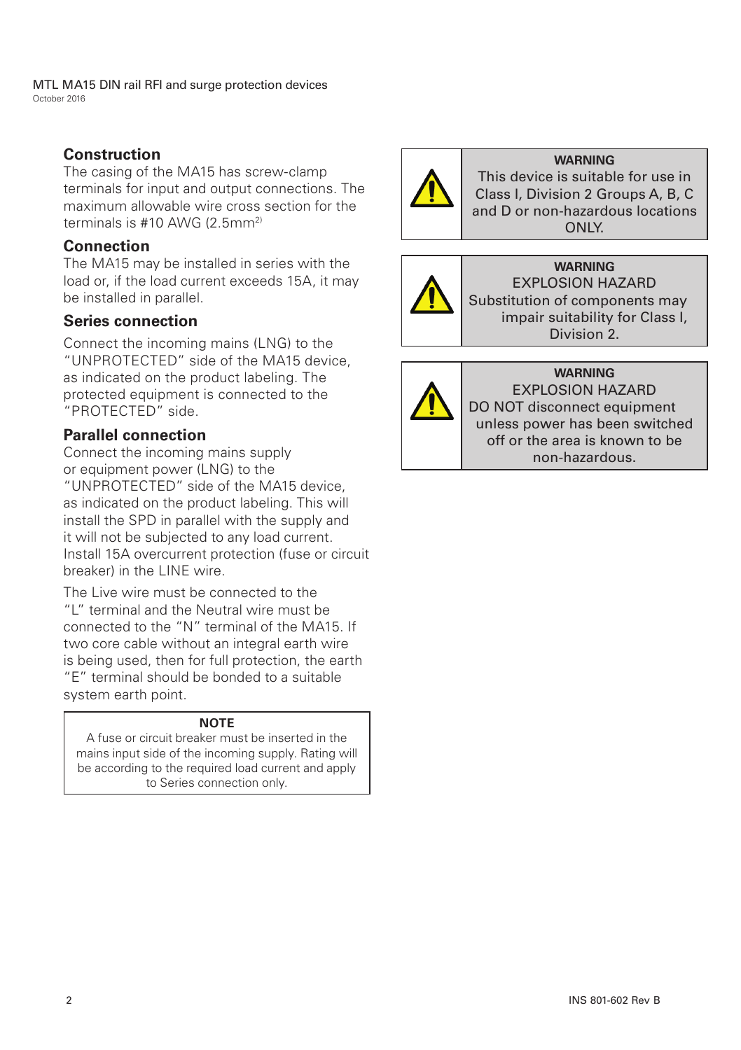## Construction

The casing of the MA15 has screw-clamp terminals for input and output connections. The maximum allowable wire cross section for the terminals is #10 AWG (2.5mm[2])

## Connection

The MA15 may be installed in series with the load or, if the load current exceeds 15A, it may be installed in parallel.

### Series connection

Connect the incoming mains (LNG) to the "UNPROTECTED" side of the MA15 device, as indicated on the product labeling. The protected equipment is connected to the "PROTECTED" side.

### Parallel connection

Connect the incoming mains supply or equipment power (LNG) to the "UNPROTECTED" side of the MA15 device, as indicated on the product labeling. This will install the SPD in parallel with the supply and it will not be subjected to any load current. Install 15A overcurrent protection (fuse or circuit breaker) in the LINE wire.

The Live wire must be connected to the "L" terminal and the Neutral wire must be connected to the "N" terminal of the MA15. If two core cable without an integral earth wire is being used, then for full protection, the earth "E" terminal should be bonded to a suitable system earth point.

> **NOTE**
>
> A fuse or circuit breaker must be inserted in the mains input side of the incoming supply. Rating will be according to the required load current and apply to Series connection only.

> **WARNING**
>
> This device is suitable for use in Class I, Division 2 Groups A, B, C and D or non-hazardous locations ONLY.

> **WARNING**
>
> EXPLOSION HAZARD
>
> Substitution of components may impair suitability for Class I, Division 2.

> **WARNING**
>
> EXPLOSION HAZARD
>
> DO NOT disconnect equipment unless power has been switched off or the area is known to be non-hazardous.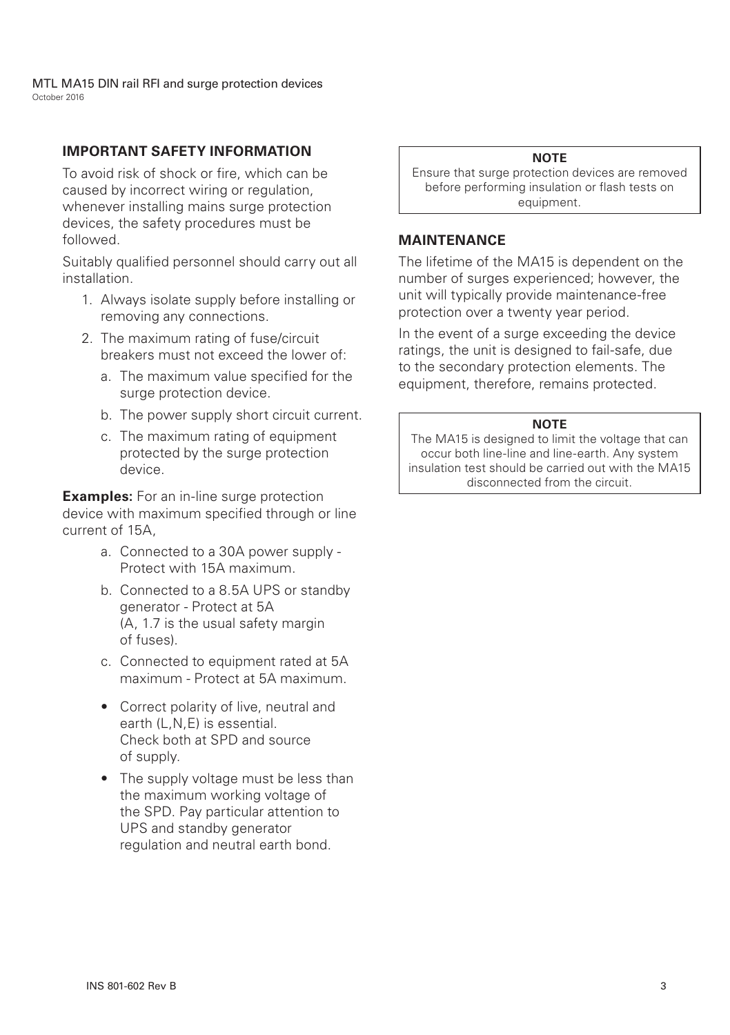## IMPORTANT SAFETY INFORMATION

To avoid risk of shock or fire, which can be caused by incorrect wiring or regulation, whenever installing mains surge protection devices, the safety procedures must be followed.

Suitably qualified personnel should carry out all installation.

1. Always isolate supply before installing or removing any connections.
2. The maximum rating of fuse/circuit breakers must not exceed the lower of:
   a. The maximum value specified for the surge protection device.
   b. The power supply short circuit current.
   c. The maximum rating of equipment protected by the surge protection device.

**Examples:** For an in-line surge protection device with maximum specified through or line current of 15A,

a. Connected to a 30A power supply - Protect with 15A maximum.

b. Connected to a 8.5A UPS or standby generator - Protect at 5A (A, 1.7 is the usual safety margin of fuses).

c. Connected to equipment rated at 5A maximum - Protect at 5A maximum.

- Correct polarity of live, neutral and earth (L,N,E) is essential. Check both at SPD and source of supply.
- The supply voltage must be less than the maximum working voltage of the SPD. Pay particular attention to UPS and standby generator regulation and neutral earth bond.

> **NOTE**
>
> Ensure that surge protection devices are removed before performing insulation or flash tests on equipment.

## MAINTENANCE

The lifetime of the MA15 is dependent on the number of surges experienced; however, the unit will typically provide maintenance-free protection over a twenty year period.

In the event of a surge exceeding the device ratings, the unit is designed to fail-safe, due to the secondary protection elements. The equipment, therefore, remains protected.

> **NOTE**
>
> The MA15 is designed to limit the voltage that can occur both line-line and line-earth. Any system insulation test should be carried out with the MA15 disconnected from the circuit.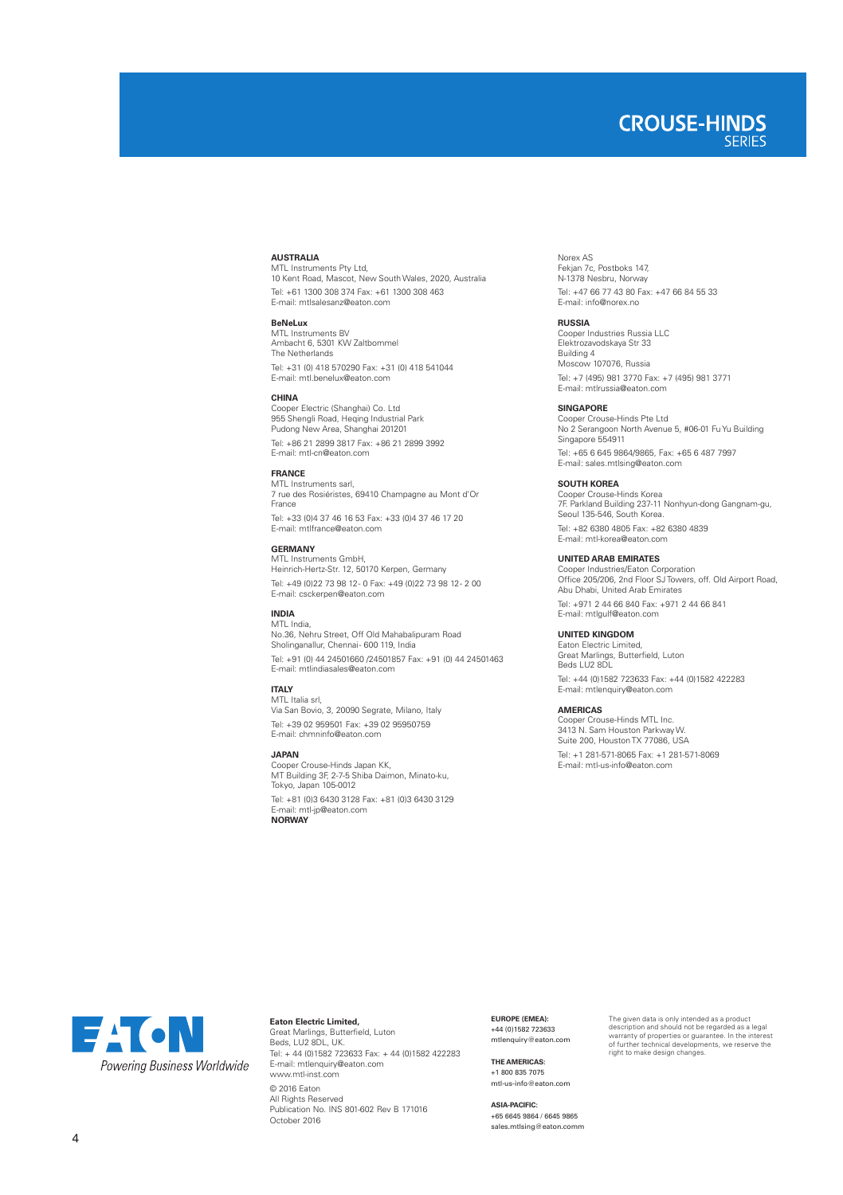CROUSE-HINDS
SERIES

**AUSTRALIA**
MTL Instruments Pty Ltd,
10 Kent Road, Mascot, New South Wales, 2020, Australia
Tel: +61 1300 308 374 Fax: +61 1300 308 463
E-mail: mtlsalesanz@eaton.com

**BeNeLux**
MTL Instruments BV
Ambacht 6, 5301 KW Zaltbommel
The Netherlands
Tel: +31 (0) 418 570290 Fax: +31 (0) 418 541044
E-mail: mtl.benelux@eaton.com

**CHINA**
Cooper Electric (Shanghai) Co. Ltd
955 Shengli Road, Heqing Industrial Park
Pudong New Area, Shanghai 201201
Tel: +86 21 2899 3817 Fax: +86 21 2899 3992
E-mail: mtl-cn@eaton.com

**FRANCE**
MTL Instruments sarl,
7 rue des Rosiéristes, 69410 Champagne au Mont d'Or
France
Tel: +33 (0)4 37 46 16 53 Fax: +33 (0)4 37 46 17 20
E-mail: mtlfrance@eaton.com

**GERMANY**
MTL Instruments GmbH,
Heinrich-Hertz-Str. 12, 50170 Kerpen, Germany
Tel: +49 (0)22 73 98 12- 0 Fax: +49 (0)22 73 98 12- 2 00
E-mail: csckerpen@eaton.com

**INDIA**
MTL India,
No.36, Nehru Street, Off Old Mahabalipuram Road
Sholinganallur, Chennai- 600 119, India
Tel: +91 (0) 44 24501660 /24501857 Fax: +91 (0) 44 24501463
E-mail: mtlindiasales@eaton.com

**ITALY**
MTL Italia srl,
Via San Bovio, 3, 20090 Segrate, Milano, Italy
Tel: +39 02 959501 Fax: +39 02 95950759
E-mail: chmninfo@eaton.com

**JAPAN**
Cooper Crouse-Hinds Japan KK,
MT Building 3F, 2-7-5 Shiba Daimon, Minato-ku,
Tokyo, Japan 105-0012
Tel: +81 (0)3 6430 3128 Fax: +81 (0)3 6430 3129
E-mail: mtl-jp@eaton.com

**NORWAY**
Norex AS
Fekjan 7c, Postboks 147,
N-1378 Nesbru, Norway
Tel: +47 66 77 43 80 Fax: +47 66 84 55 33
E-mail: info@norex.no

**RUSSIA**
Cooper Industries Russia LLC
Elektrozavodskaya Str 33
Building 4
Moscow 107076, Russia
Tel: +7 (495) 981 3770 Fax: +7 (495) 981 3771
E-mail: mtlrussia@eaton.com

**SINGAPORE**
Cooper Crouse-Hinds Pte Ltd
No 2 Serangoon North Avenue 5, #06-01 Fu Yu Building
Singapore 554911
Tel: +65 6 645 9864/9865, Fax: +65 6 487 7997
E-mail: sales.mtlsing@eaton.com

**SOUTH KOREA**
Cooper Crouse-Hinds Korea
7F. Parkland Building 237-11 Nonhyun-dong Gangnam-gu,
Seoul 135-546, South Korea.
Tel: +82 6380 4805 Fax: +82 6380 4839
E-mail: mtl-korea@eaton.com

**UNITED ARAB EMIRATES**
Cooper Industries/Eaton Corporation
Office 205/206, 2nd Floor SJ Towers, off. Old Airport Road,
Abu Dhabi, United Arab Emirates
Tel: +971 2 44 66 840 Fax: +971 2 44 66 841
E-mail: mtlgulf@eaton.com

**UNITED KINGDOM**
Eaton Electric Limited,
Great Marlings, Butterfield, Luton
Beds LU2 8DL
Tel: +44 (0)1582 723633 Fax: +44 (0)1582 422283
E-mail: mtlenquiry@eaton.com

**AMERICAS**
Cooper Crouse-Hinds MTL Inc.
3413 N. Sam Houston Parkway W.
Suite 200, Houston TX 77086, USA
Tel: +1 281-571-8065 Fax: +1 281-571-8069
E-mail: mtl-us-info@eaton.com

EATON
*Powering Business Worldwide*

**Eaton Electric Limited,**
Great Marlings, Butterfield, Luton
Beds, LU2 8DL, UK.
Tel: + 44 (0)1582 723633 Fax: + 44 (0)1582 422283
E-mail: mtlenquiry@eaton.com
www.mtl-inst.com

© 2016 Eaton
All Rights Reserved
Publication No. INS 801-602 Rev B 171016
October 2016

**EUROPE (EMEA):**
+44 (0)1582 723633
mtlenquiry@eaton.com

**THE AMERICAS:**
+1 800 835 7075
mtl-us-info@eaton.com

**ASIA-PACIFIC:**
+65 6645 9864 / 6645 9865
sales.mtlsing@eaton.comm

The given data is only intended as a product description and should not be regarded as a legal warranty of properties or guarantee. In the interest of further technical developments, we reserve the right to make design changes.